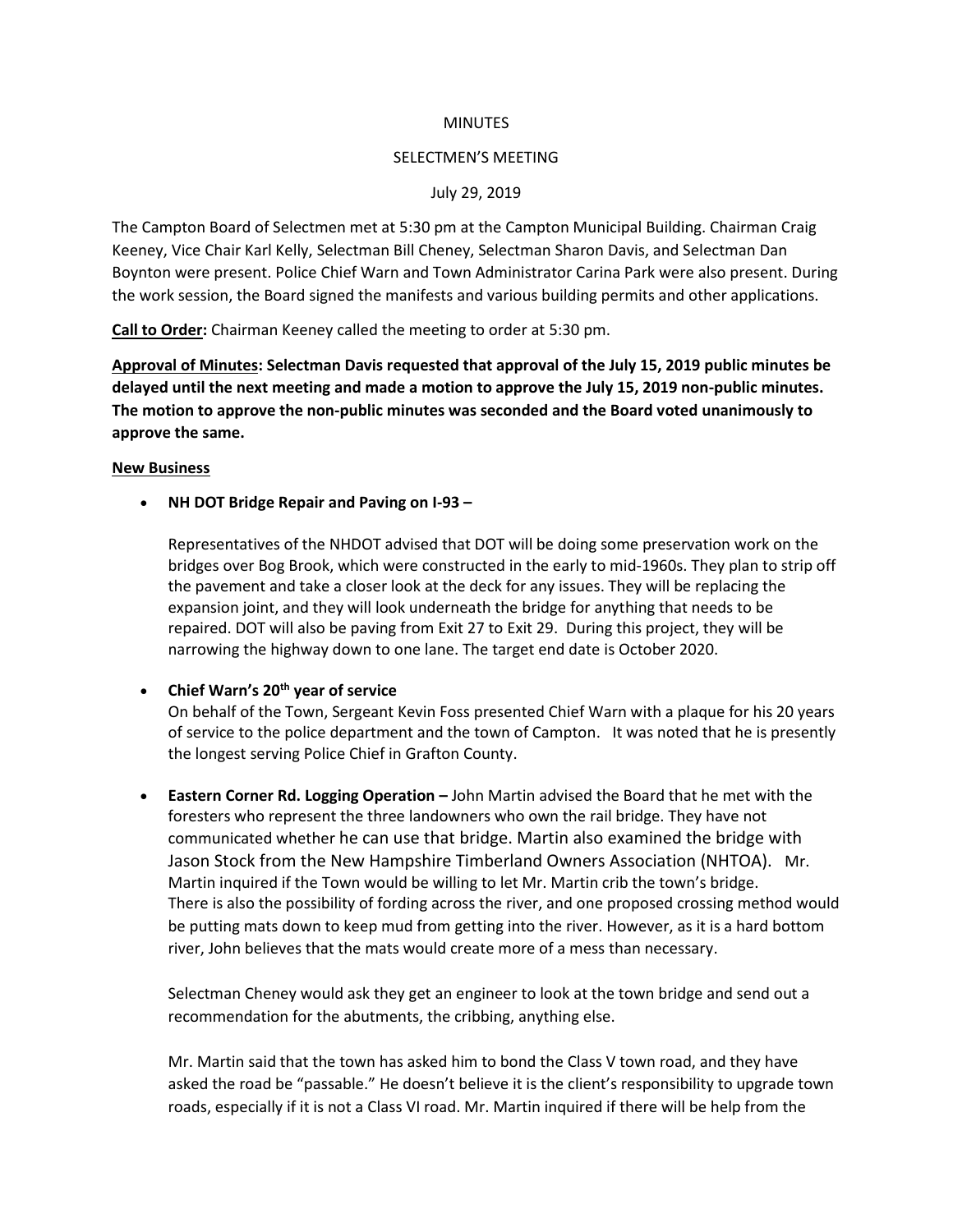MINUTES

SELECTMEN'S MEETING

July 29, 2019

The Campton Board of Selectmen met at 5:30 pm at the Campton Municipal Building. Chairman Craig Keeney, Vice Chair Karl Kelly, Selectman Bill Cheney, Selectman Sharon Davis, and Selectman Dan Boynton were present. Police Chief Warn and Town Administrator Carina Park were also present. During the work session, the Board signed the manifests and various building permits and other applications.

**Call to Order:** Chairman Keeney called the meeting to order at 5:30 pm.

**Approval of Minutes: Selectman Davis requested that approval of the July 15, 2019 public minutes be delayed until the next meeting and made a motion to approve the July 15, 2019 non-public minutes. The motion to approve the non-public minutes was seconded and the Board voted unanimously to approve the same.**

**New Business**

- **NH DOT Bridge Repair and Paving on I-93 –**

  Representatives of the NHDOT advised that DOT will be doing some preservation work on the bridges over Bog Brook, which were constructed in the early to mid-1960s. They plan to strip off the pavement and take a closer look at the deck for any issues. They will be replacing the expansion joint, and they will look underneath the bridge for anything that needs to be repaired. DOT will also be paving from Exit 27 to Exit 29. During this project, they will be narrowing the highway down to one lane. The target end date is October 2020.

- **Chief Warn's 20th year of service**

  On behalf of the Town, Sergeant Kevin Foss presented Chief Warn with a plaque for his 20 years of service to the police department and the town of Campton. It was noted that he is presently the longest serving Police Chief in Grafton County.

- **Eastern Corner Rd. Logging Operation –** John Martin advised the Board that he met with the foresters who represent the three landowners who own the rail bridge. They have not communicated whether he can use that bridge. Martin also examined the bridge with Jason Stock from the New Hampshire Timberland Owners Association (NHTOA). Mr. Martin inquired if the Town would be willing to let Mr. Martin crib the town's bridge. There is also the possibility of fording across the river, and one proposed crossing method would be putting mats down to keep mud from getting into the river. However, as it is a hard bottom river, John believes that the mats would create more of a mess than necessary.

  Selectman Cheney would ask they get an engineer to look at the town bridge and send out a recommendation for the abutments, the cribbing, anything else.

  Mr. Martin said that the town has asked him to bond the Class V town road, and they have asked the road be "passable." He doesn't believe it is the client's responsibility to upgrade town roads, especially if it is not a Class VI road. Mr. Martin inquired if there will be help from the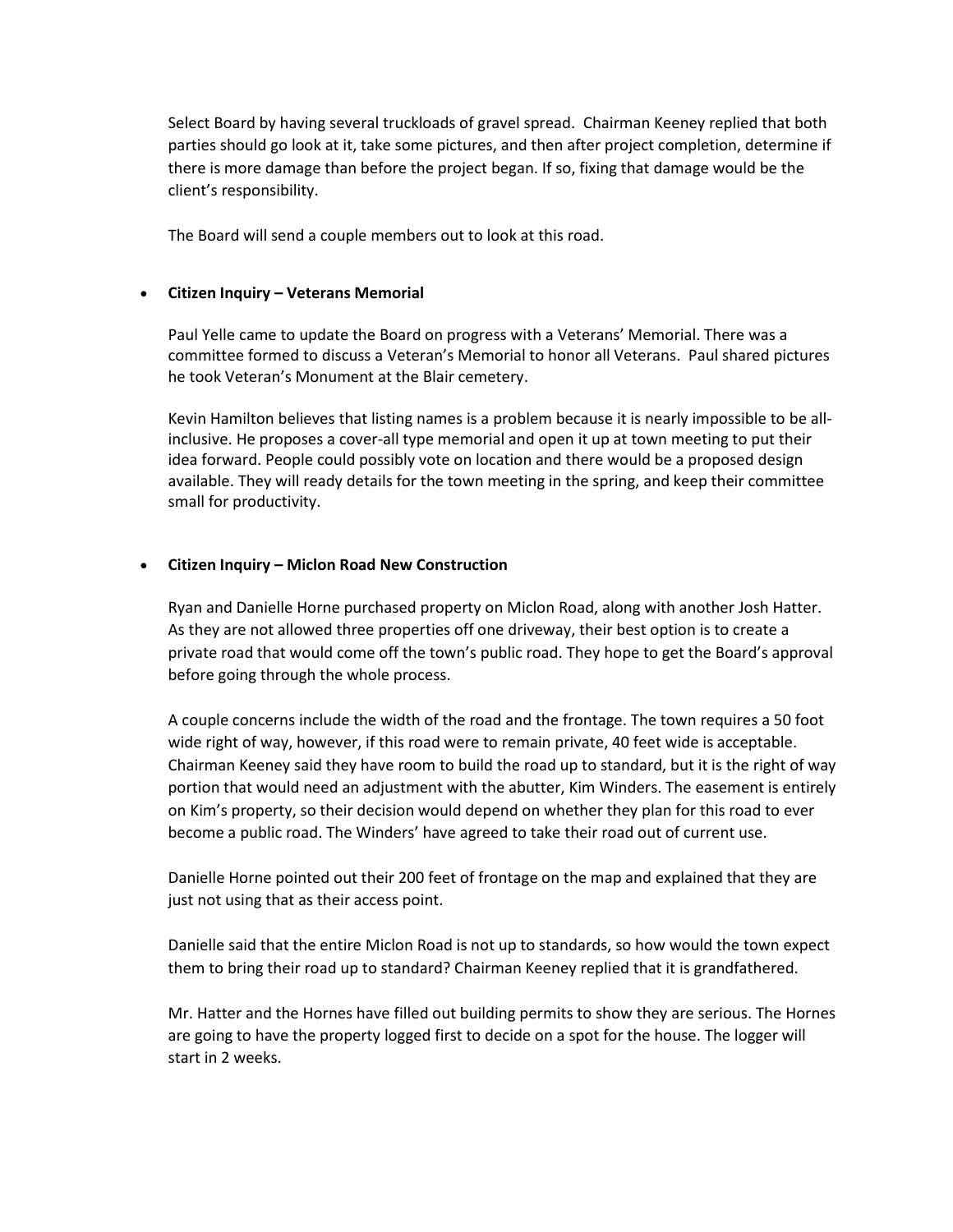Select Board by having several truckloads of gravel spread. Chairman Keeney replied that both parties should go look at it, take some pictures, and then after project completion, determine if there is more damage than before the project began. If so, fixing that damage would be the client's responsibility.

The Board will send a couple members out to look at this road.

- **Citizen Inquiry – Veterans Memorial**

  Paul Yelle came to update the Board on progress with a Veterans' Memorial. There was a committee formed to discuss a Veteran's Memorial to honor all Veterans. Paul shared pictures he took Veteran's Monument at the Blair cemetery.

  Kevin Hamilton believes that listing names is a problem because it is nearly impossible to be all-inclusive. He proposes a cover-all type memorial and open it up at town meeting to put their idea forward. People could possibly vote on location and there would be a proposed design available. They will ready details for the town meeting in the spring, and keep their committee small for productivity.

- **Citizen Inquiry – Miclon Road New Construction**

  Ryan and Danielle Horne purchased property on Miclon Road, along with another Josh Hatter. As they are not allowed three properties off one driveway, their best option is to create a private road that would come off the town's public road. They hope to get the Board's approval before going through the whole process.

  A couple concerns include the width of the road and the frontage. The town requires a 50 foot wide right of way, however, if this road were to remain private, 40 feet wide is acceptable. Chairman Keeney said they have room to build the road up to standard, but it is the right of way portion that would need an adjustment with the abutter, Kim Winders. The easement is entirely on Kim's property, so their decision would depend on whether they plan for this road to ever become a public road. The Winders' have agreed to take their road out of current use.

  Danielle Horne pointed out their 200 feet of frontage on the map and explained that they are just not using that as their access point.

  Danielle said that the entire Miclon Road is not up to standards, so how would the town expect them to bring their road up to standard? Chairman Keeney replied that it is grandfathered.

  Mr. Hatter and the Hornes have filled out building permits to show they are serious. The Hornes are going to have the property logged first to decide on a spot for the house. The logger will start in 2 weeks.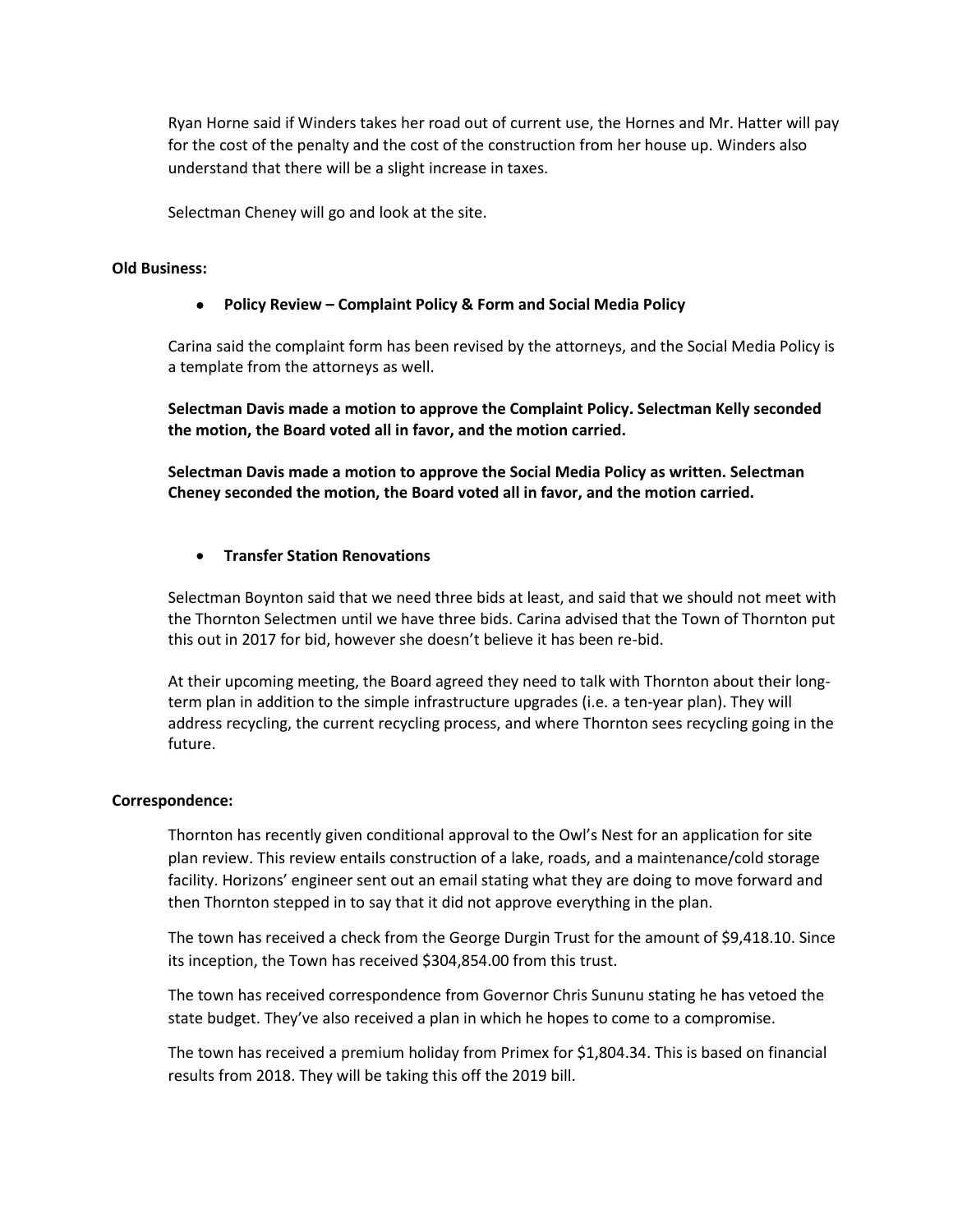Ryan Horne said if Winders takes her road out of current use, the Hornes and Mr. Hatter will pay for the cost of the penalty and the cost of the construction from her house up. Winders also understand that there will be a slight increase in taxes.

Selectman Cheney will go and look at the site.

**Old Business:**

- **Policy Review – Complaint Policy & Form and Social Media Policy**

Carina said the complaint form has been revised by the attorneys, and the Social Media Policy is a template from the attorneys as well.

**Selectman Davis made a motion to approve the Complaint Policy. Selectman Kelly seconded the motion, the Board voted all in favor, and the motion carried.**

**Selectman Davis made a motion to approve the Social Media Policy as written. Selectman Cheney seconded the motion, the Board voted all in favor, and the motion carried.**

- **Transfer Station Renovations**

Selectman Boynton said that we need three bids at least, and said that we should not meet with the Thornton Selectmen until we have three bids. Carina advised that the Town of Thornton put this out in 2017 for bid, however she doesn't believe it has been re-bid.

At their upcoming meeting, the Board agreed they need to talk with Thornton about their long-term plan in addition to the simple infrastructure upgrades (i.e. a ten-year plan). They will address recycling, the current recycling process, and where Thornton sees recycling going in the future.

**Correspondence:**

Thornton has recently given conditional approval to the Owl's Nest for an application for site plan review. This review entails construction of a lake, roads, and a maintenance/cold storage facility. Horizons' engineer sent out an email stating what they are doing to move forward and then Thornton stepped in to say that it did not approve everything in the plan.

The town has received a check from the George Durgin Trust for the amount of $9,418.10. Since its inception, the Town has received $304,854.00 from this trust.

The town has received correspondence from Governor Chris Sununu stating he has vetoed the state budget. They've also received a plan in which he hopes to come to a compromise.

The town has received a premium holiday from Primex for $1,804.34. This is based on financial results from 2018. They will be taking this off the 2019 bill.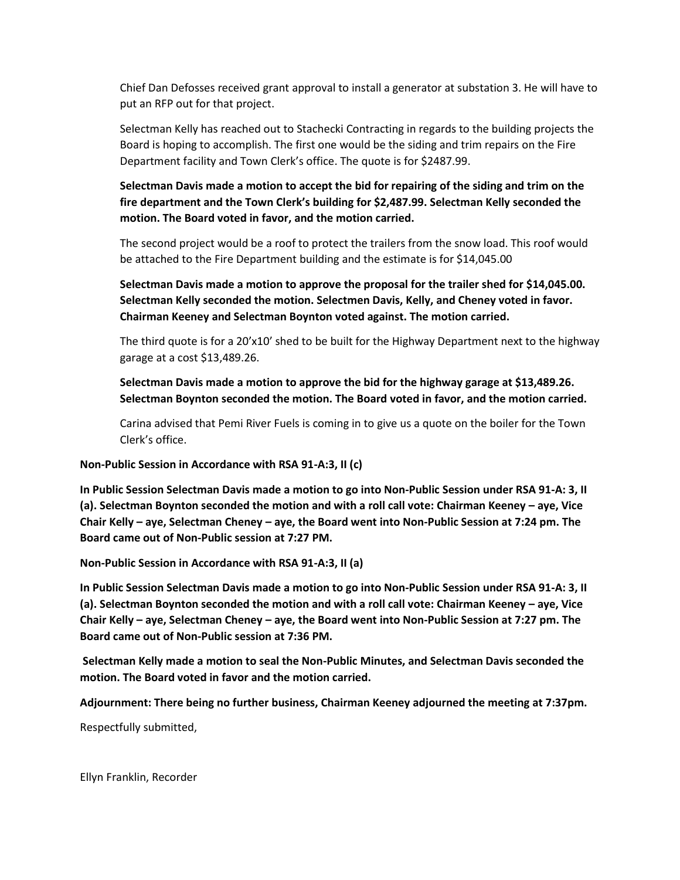Chief Dan Defosses received grant approval to install a generator at substation 3. He will have to put an RFP out for that project.

Selectman Kelly has reached out to Stachecki Contracting in regards to the building projects the Board is hoping to accomplish. The first one would be the siding and trim repairs on the Fire Department facility and Town Clerk's office. The quote is for $2487.99.

**Selectman Davis made a motion to accept the bid for repairing of the siding and trim on the fire department and the Town Clerk's building for $2,487.99. Selectman Kelly seconded the motion. The Board voted in favor, and the motion carried.**

The second project would be a roof to protect the trailers from the snow load. This roof would be attached to the Fire Department building and the estimate is for $14,045.00

**Selectman Davis made a motion to approve the proposal for the trailer shed for $14,045.00. Selectman Kelly seconded the motion. Selectmen Davis, Kelly, and Cheney voted in favor. Chairman Keeney and Selectman Boynton voted against. The motion carried.**

The third quote is for a 20'x10' shed to be built for the Highway Department next to the highway garage at a cost $13,489.26.

**Selectman Davis made a motion to approve the bid for the highway garage at $13,489.26. Selectman Boynton seconded the motion. The Board voted in favor, and the motion carried.**

Carina advised that Pemi River Fuels is coming in to give us a quote on the boiler for the Town Clerk's office.

**Non-Public Session in Accordance with RSA 91-A:3, II (c)**

**In Public Session Selectman Davis made a motion to go into Non-Public Session under RSA 91-A: 3, II (a). Selectman Boynton seconded the motion and with a roll call vote: Chairman Keeney – aye, Vice Chair Kelly – aye, Selectman Cheney – aye, the Board went into Non-Public Session at 7:24 pm. The Board came out of Non-Public session at 7:27 PM.**

**Non-Public Session in Accordance with RSA 91-A:3, II (a)**

**In Public Session Selectman Davis made a motion to go into Non-Public Session under RSA 91-A: 3, II (a). Selectman Boynton seconded the motion and with a roll call vote: Chairman Keeney – aye, Vice Chair Kelly – aye, Selectman Cheney – aye, the Board went into Non-Public Session at 7:27 pm. The Board came out of Non-Public session at 7:36 PM.**

**Selectman Kelly made a motion to seal the Non-Public Minutes, and Selectman Davis seconded the motion. The Board voted in favor and the motion carried.**

**Adjournment: There being no further business, Chairman Keeney adjourned the meeting at 7:37pm.**

Respectfully submitted,

Ellyn Franklin, Recorder